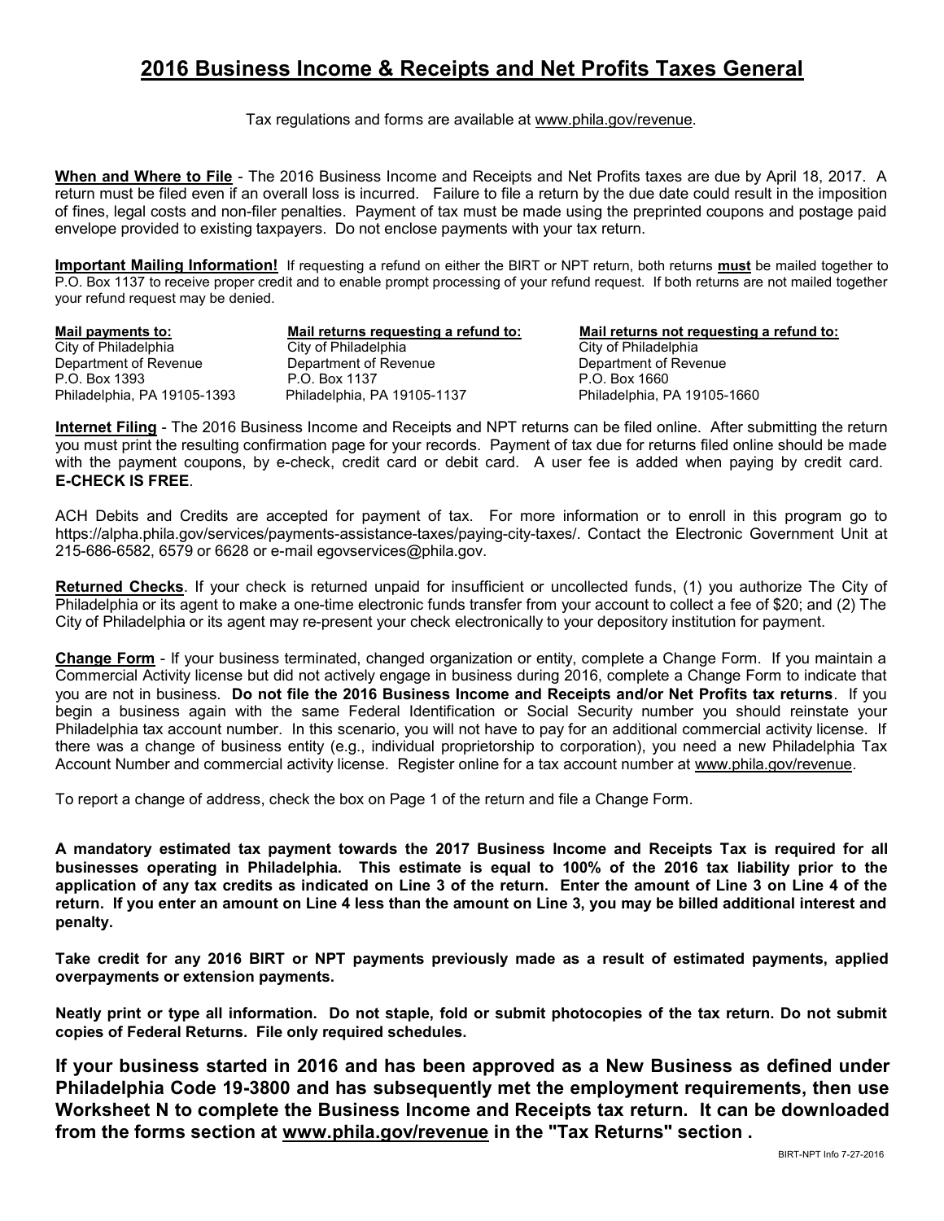# 2016 Business Income & Receipts and Net Profits Taxes General

Tax regulations and forms are available at www.phila.gov/revenue.

**When and Where to File** - The 2016 Business Income and Receipts and Net Profits taxes are due by April 18, 2017. A return must be filed even if an overall loss is incurred. Failure to file a return by the due date could result in the imposition of fines, legal costs and non-filer penalties. Payment of tax must be made using the preprinted coupons and postage paid envelope provided to existing taxpayers. Do not enclose payments with your tax return.

**Important Mailing Information!** If requesting a refund on either the BIRT or NPT return, both returns **must** be mailed together to P.O. Box 1137 to receive proper credit and to enable prompt processing of your refund request. If both returns are not mailed together your refund request may be denied.

| Mail payments to: | Mail returns requesting a refund to: | Mail returns not requesting a refund to: |
|---|---|---|
| City of Philadelphia | City of Philadelphia | City of Philadelphia |
| Department of Revenue | Department of Revenue | Department of Revenue |
| P.O. Box 1393 | P.O. Box 1137 | P.O. Box 1660 |
| Philadelphia, PA 19105-1393 | Philadelphia, PA 19105-1137 | Philadelphia, PA 19105-1660 |

**Internet Filing** - The 2016 Business Income and Receipts and NPT returns can be filed online. After submitting the return you must print the resulting confirmation page for your records. Payment of tax due for returns filed online should be made with the payment coupons, by e-check, credit card or debit card. A user fee is added when paying by credit card. **E-CHECK IS FREE**.

ACH Debits and Credits are accepted for payment of tax. For more information or to enroll in this program go to https://alpha.phila.gov/services/payments-assistance-taxes/paying-city-taxes/. Contact the Electronic Government Unit at 215-686-6582, 6579 or 6628 or e-mail egovservices@phila.gov.

**Returned Checks**. If your check is returned unpaid for insufficient or uncollected funds, (1) you authorize The City of Philadelphia or its agent to make a one-time electronic funds transfer from your account to collect a fee of $20; and (2) The City of Philadelphia or its agent may re-present your check electronically to your depository institution for payment.

**Change Form** - If your business terminated, changed organization or entity, complete a Change Form. If you maintain a Commercial Activity license but did not actively engage in business during 2016, complete a Change Form to indicate that you are not in business. **Do not file the 2016 Business Income and Receipts and/or Net Profits tax returns**. If you begin a business again with the same Federal Identification or Social Security number you should reinstate your Philadelphia tax account number. In this scenario, you will not have to pay for an additional commercial activity license. If there was a change of business entity (e.g., individual proprietorship to corporation), you need a new Philadelphia Tax Account Number and commercial activity license. Register online for a tax account number at www.phila.gov/revenue.

To report a change of address, check the box on Page 1 of the return and file a Change Form.

**A mandatory estimated tax payment towards the 2017 Business Income and Receipts Tax is required for all businesses operating in Philadelphia. This estimate is equal to 100% of the 2016 tax liability prior to the application of any tax credits as indicated on Line 3 of the return. Enter the amount of Line 3 on Line 4 of the return. If you enter an amount on Line 4 less than the amount on Line 3, you may be billed additional interest and penalty.**

**Take credit for any 2016 BIRT or NPT payments previously made as a result of estimated payments, applied overpayments or extension payments.**

**Neatly print or type all information. Do not staple, fold or submit photocopies of the tax return. Do not submit copies of Federal Returns. File only required schedules.**

**If your business started in 2016 and has been approved as a New Business as defined under Philadelphia Code 19-3800 and has subsequently met the employment requirements, then use Worksheet N to complete the Business Income and Receipts tax return. It can be downloaded from the forms section at www.phila.gov/revenue in the "Tax Returns" section .**

BIRT-NPT Info 7-27-2016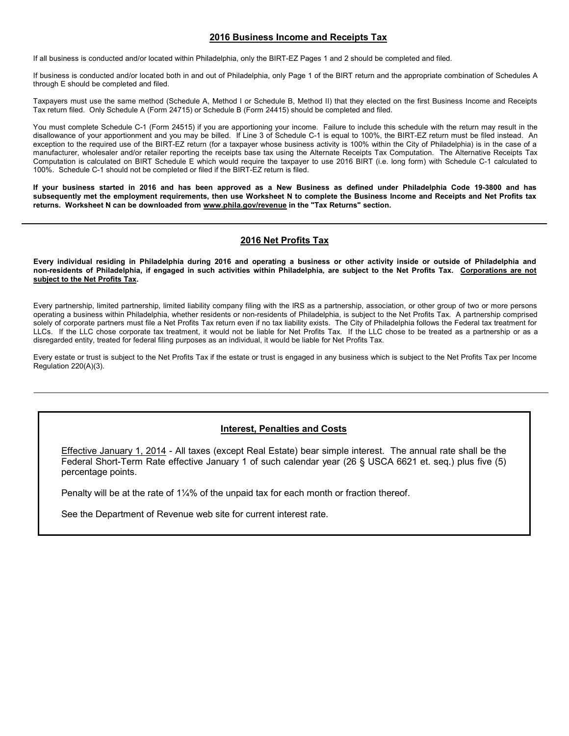## 2016 Business Income and Receipts Tax

If all business is conducted and/or located within Philadelphia, only the BIRT-EZ Pages 1 and 2 should be completed and filed.

If business is conducted and/or located both in and out of Philadelphia, only Page 1 of the BIRT return and the appropriate combination of Schedules A through E should be completed and filed.

Taxpayers must use the same method (Schedule A, Method I or Schedule B, Method II) that they elected on the first Business Income and Receipts Tax return filed. Only Schedule A (Form 24715) or Schedule B (Form 24415) should be completed and filed.

You must complete Schedule C-1 (Form 24515) if you are apportioning your income. Failure to include this schedule with the return may result in the disallowance of your apportionment and you may be billed. If Line 3 of Schedule C-1 is equal to 100%, the BIRT-EZ return must be filed instead. An exception to the required use of the BIRT-EZ return (for a taxpayer whose business activity is 100% within the City of Philadelphia) is in the case of a manufacturer, wholesaler and/or retailer reporting the receipts base tax using the Alternate Receipts Tax Computation. The Alternative Receipts Tax Computation is calculated on BIRT Schedule E which would require the taxpayer to use 2016 BIRT (i.e. long form) with Schedule C-1 calculated to 100%. Schedule C-1 should not be completed or filed if the BIRT-EZ return is filed.

**If your business started in 2016 and has been approved as a New Business as defined under Philadelphia Code 19-3800 and has subsequently met the employment requirements, then use Worksheet N to complete the Business Income and Receipts and Net Profits tax returns. Worksheet N can be downloaded from www.phila.gov/revenue in the "Tax Returns" section.**

---

## 2016 Net Profits Tax

**Every individual residing in Philadelphia during 2016 and operating a business or other activity inside or outside of Philadelphia and non-residents of Philadelphia, if engaged in such activities within Philadelphia, are subject to the Net Profits Tax. Corporations are not subject to the Net Profits Tax.**

Every partnership, limited partnership, limited liability company filing with the IRS as a partnership, association, or other group of two or more persons operating a business within Philadelphia, whether residents or non-residents of Philadelphia, is subject to the Net Profits Tax. A partnership comprised solely of corporate partners must file a Net Profits Tax return even if no tax liability exists. The City of Philadelphia follows the Federal tax treatment for LLCs. If the LLC chose corporate tax treatment, it would not be liable for Net Profits Tax. If the LLC chose to be treated as a partnership or as a disregarded entity, treated for federal filing purposes as an individual, it would be liable for Net Profits Tax.

Every estate or trust is subject to the Net Profits Tax if the estate or trust is engaged in any business which is subject to the Net Profits Tax per Income Regulation 220(A)(3).

---

### Interest, Penalties and Costs

Effective January 1, 2014 - All taxes (except Real Estate) bear simple interest. The annual rate shall be the Federal Short-Term Rate effective January 1 of such calendar year (26 § USCA 6621 et. seq.) plus five (5) percentage points.

Penalty will be at the rate of 1¼% of the unpaid tax for each month or fraction thereof.

See the Department of Revenue web site for current interest rate.